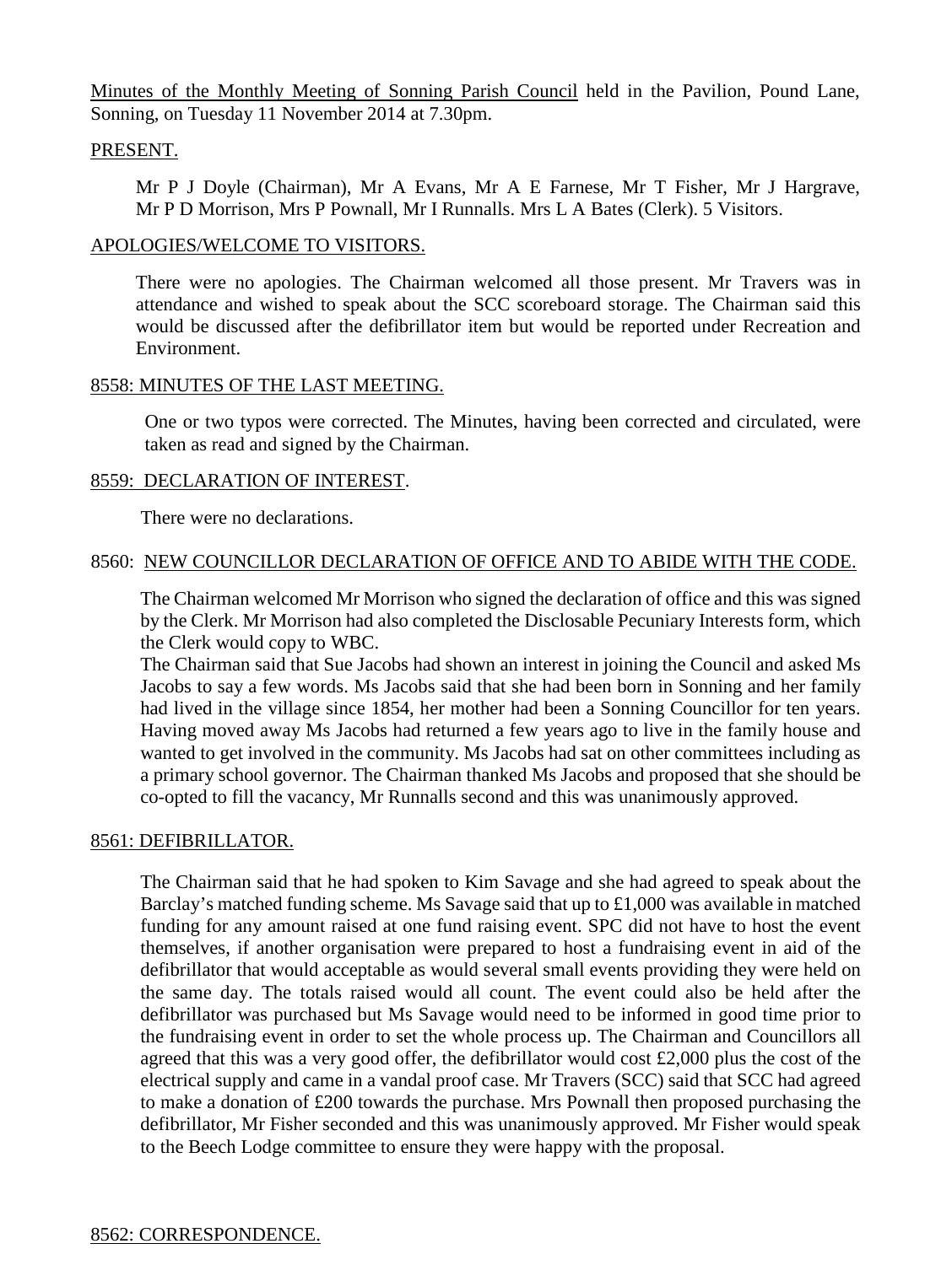Minutes of the Monthly Meeting of Sonning Parish Council held in the Pavilion, Pound Lane, Sonning, on Tuesday 11 November 2014 at 7.30pm.

## PRESENT.

Mr P J Doyle (Chairman), Mr A Evans, Mr A E Farnese, Mr T Fisher, Mr J Hargrave, Mr P D Morrison, Mrs P Pownall, Mr I Runnalls. Mrs L A Bates (Clerk). 5 Visitors.

## APOLOGIES/WELCOME TO VISITORS.

There were no apologies. The Chairman welcomed all those present. Mr Travers was in attendance and wished to speak about the SCC scoreboard storage. The Chairman said this would be discussed after the defibrillator item but would be reported under Recreation and Environment.

## 8558: MINUTES OF THE LAST MEETING.

One or two typos were corrected. The Minutes, having been corrected and circulated, were taken as read and signed by the Chairman.

## 8559: DECLARATION OF INTEREST.

There were no declarations.

## 8560: NEW COUNCILLOR DECLARATION OF OFFICE AND TO ABIDE WITH THE CODE.

The Chairman welcomed Mr Morrison who signed the declaration of office and this was signed by the Clerk. Mr Morrison had also completed the Disclosable Pecuniary Interests form, which the Clerk would copy to WBC.

The Chairman said that Sue Jacobs had shown an interest in joining the Council and asked Ms Jacobs to say a few words. Ms Jacobs said that she had been born in Sonning and her family had lived in the village since 1854, her mother had been a Sonning Councillor for ten years. Having moved away Ms Jacobs had returned a few years ago to live in the family house and wanted to get involved in the community. Ms Jacobs had sat on other committees including as a primary school governor. The Chairman thanked Ms Jacobs and proposed that she should be co-opted to fill the vacancy, Mr Runnalls second and this was unanimously approved.

## 8561: DEFIBRILLATOR.

The Chairman said that he had spoken to Kim Savage and she had agreed to speak about the Barclay's matched funding scheme. Ms Savage said that up to £1,000 was available in matched funding for any amount raised at one fund raising event. SPC did not have to host the event themselves, if another organisation were prepared to host a fundraising event in aid of the defibrillator that would acceptable as would several small events providing they were held on the same day. The totals raised would all count. The event could also be held after the defibrillator was purchased but Ms Savage would need to be informed in good time prior to the fundraising event in order to set the whole process up. The Chairman and Councillors all agreed that this was a very good offer, the defibrillator would cost £2,000 plus the cost of the electrical supply and came in a vandal proof case. Mr Travers (SCC) said that SCC had agreed to make a donation of £200 towards the purchase. Mrs Pownall then proposed purchasing the defibrillator, Mr Fisher seconded and this was unanimously approved. Mr Fisher would speak to the Beech Lodge committee to ensure they were happy with the proposal.

## 8562: CORRESPONDENCE.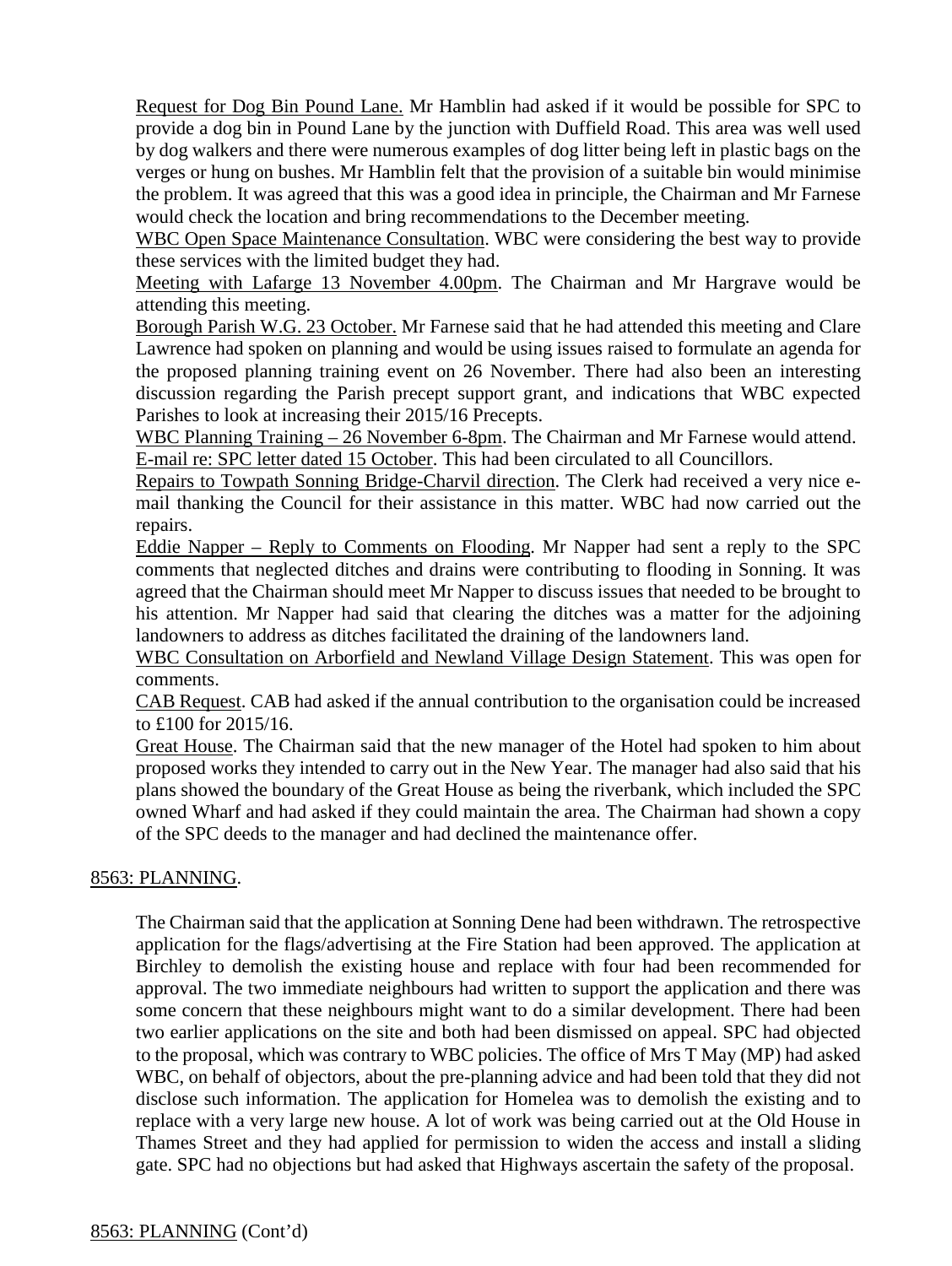Request for Dog Bin Pound Lane. Mr Hamblin had asked if it would be possible for SPC to provide a dog bin in Pound Lane by the junction with Duffield Road. This area was well used by dog walkers and there were numerous examples of dog litter being left in plastic bags on the verges or hung on bushes. Mr Hamblin felt that the provision of a suitable bin would minimise the problem. It was agreed that this was a good idea in principle, the Chairman and Mr Farnese would check the location and bring recommendations to the December meeting.

WBC Open Space Maintenance Consultation. WBC were considering the best way to provide these services with the limited budget they had.

Meeting with Lafarge 13 November 4.00pm. The Chairman and Mr Hargrave would be attending this meeting.

Borough Parish W.G. 23 October. Mr Farnese said that he had attended this meeting and Clare Lawrence had spoken on planning and would be using issues raised to formulate an agenda for the proposed planning training event on 26 November. There had also been an interesting discussion regarding the Parish precept support grant, and indications that WBC expected Parishes to look at increasing their 2015/16 Precepts.

WBC Planning Training – 26 November 6-8pm. The Chairman and Mr Farnese would attend.

E-mail re: SPC letter dated 15 October. This had been circulated to all Councillors.

Repairs to Towpath Sonning Bridge-Charvil direction. The Clerk had received a very nice e-mail thanking the Council for their assistance in this matter. WBC had now carried out the repairs.

Eddie Napper – Reply to Comments on Flooding. Mr Napper had sent a reply to the SPC comments that neglected ditches and drains were contributing to flooding in Sonning. It was agreed that the Chairman should meet Mr Napper to discuss issues that needed to be brought to his attention. Mr Napper had said that clearing the ditches was a matter for the adjoining landowners to address as ditches facilitated the draining of the landowners land.

WBC Consultation on Arborfield and Newland Village Design Statement. This was open for comments.

CAB Request. CAB had asked if the annual contribution to the organisation could be increased to £100 for 2015/16.

Great House. The Chairman said that the new manager of the Hotel had spoken to him about proposed works they intended to carry out in the New Year. The manager had also said that his plans showed the boundary of the Great House as being the riverbank, which included the SPC owned Wharf and had asked if they could maintain the area. The Chairman had shown a copy of the SPC deeds to the manager and had declined the maintenance offer.

## 8563: PLANNING.

The Chairman said that the application at Sonning Dene had been withdrawn. The retrospective application for the flags/advertising at the Fire Station had been approved. The application at Birchley to demolish the existing house and replace with four had been recommended for approval. The two immediate neighbours had written to support the application and there was some concern that these neighbours might want to do a similar development. There had been two earlier applications on the site and both had been dismissed on appeal. SPC had objected to the proposal, which was contrary to WBC policies. The office of Mrs T May (MP) had asked WBC, on behalf of objectors, about the pre-planning advice and had been told that they did not disclose such information. The application for Homelea was to demolish the existing and to replace with a very large new house. A lot of work was being carried out at the Old House in Thames Street and they had applied for permission to widen the access and install a sliding gate. SPC had no objections but had asked that Highways ascertain the safety of the proposal.

## 8563: PLANNING (Cont'd)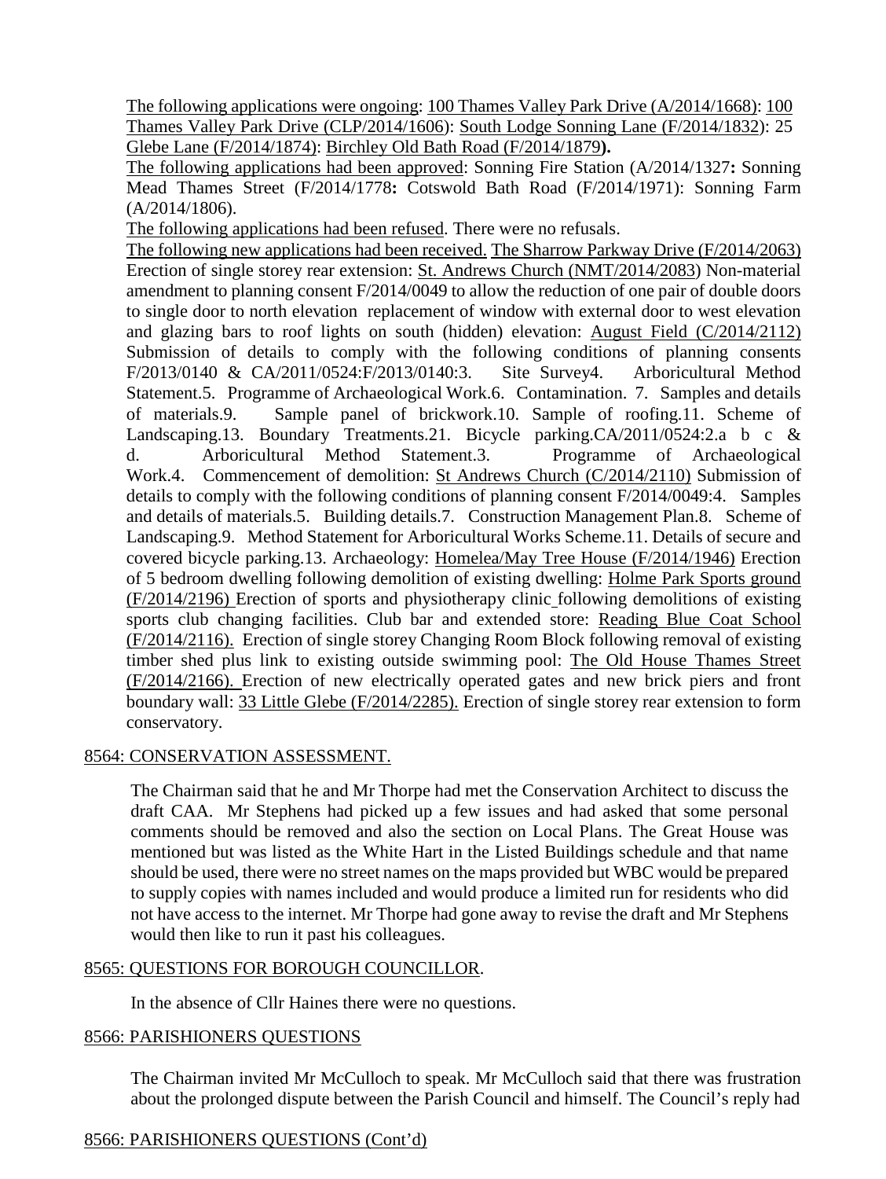The following applications were ongoing: 100 Thames Valley Park Drive (A/2014/1668): 100 Thames Valley Park Drive (CLP/2014/1606): South Lodge Sonning Lane (F/2014/1832): 25 Glebe Lane (F/2014/1874): Birchley Old Bath Road (F/2014/1879**).**

The following applications had been approved: Sonning Fire Station (A/2014/1327**:** Sonning Mead Thames Street (F/2014/1778**:** Cotswold Bath Road (F/2014/1971): Sonning Farm (A/2014/1806).

The following applications had been refused. There were no refusals.

The following new applications had been received. The Sharrow Parkway Drive (F/2014/2063) Erection of single storey rear extension: St. Andrews Church (NMT/2014/2083) Non-material amendment to planning consent F/2014/0049 to allow the reduction of one pair of double doors to single door to north elevation replacement of window with external door to west elevation and glazing bars to roof lights on south (hidden) elevation: August Field (C/2014/2112) Submission of details to comply with the following conditions of planning consents F/2013/0140 & CA/2011/0524:F/2013/0140:3. Site Survey4. Arboricultural Method Statement.5. Programme of Archaeological Work.6. Contamination. 7. Samples and details of materials.9. Sample panel of brickwork.10. Sample of roofing.11. Scheme of Landscaping.13. Boundary Treatments.21. Bicycle parking.CA/2011/0524:2.a b c & d. Arboricultural Method Statement.3. Programme of Archaeological Work.4. Commencement of demolition: St Andrews Church (C/2014/2110) Submission of details to comply with the following conditions of planning consent F/2014/0049:4. Samples and details of materials.5. Building details.7. Construction Management Plan.8. Scheme of Landscaping.9. Method Statement for Arboricultural Works Scheme.11. Details of secure and covered bicycle parking.13. Archaeology: Homelea/May Tree House (F/2014/1946) Erection of 5 bedroom dwelling following demolition of existing dwelling: Holme Park Sports ground (F/2014/2196) Erection of sports and physiotherapy clinic following demolitions of existing sports club changing facilities. Club bar and extended store: Reading Blue Coat School (F/2014/2116). Erection of single storey Changing Room Block following removal of existing timber shed plus link to existing outside swimming pool: The Old House Thames Street (F/2014/2166). Erection of new electrically operated gates and new brick piers and front boundary wall: 33 Little Glebe (F/2014/2285). Erection of single storey rear extension to form conservatory.

## 8564: CONSERVATION ASSESSMENT.

The Chairman said that he and Mr Thorpe had met the Conservation Architect to discuss the draft CAA. Mr Stephens had picked up a few issues and had asked that some personal comments should be removed and also the section on Local Plans. The Great House was mentioned but was listed as the White Hart in the Listed Buildings schedule and that name should be used, there were no street names on the maps provided but WBC would be prepared to supply copies with names included and would produce a limited run for residents who did not have access to the internet. Mr Thorpe had gone away to revise the draft and Mr Stephens would then like to run it past his colleagues.

## 8565: QUESTIONS FOR BOROUGH COUNCILLOR.

In the absence of Cllr Haines there were no questions.

## 8566: PARISHIONERS QUESTIONS

The Chairman invited Mr McCulloch to speak. Mr McCulloch said that there was frustration about the prolonged dispute between the Parish Council and himself. The Council's reply had

## 8566: PARISHIONERS QUESTIONS (Cont'd)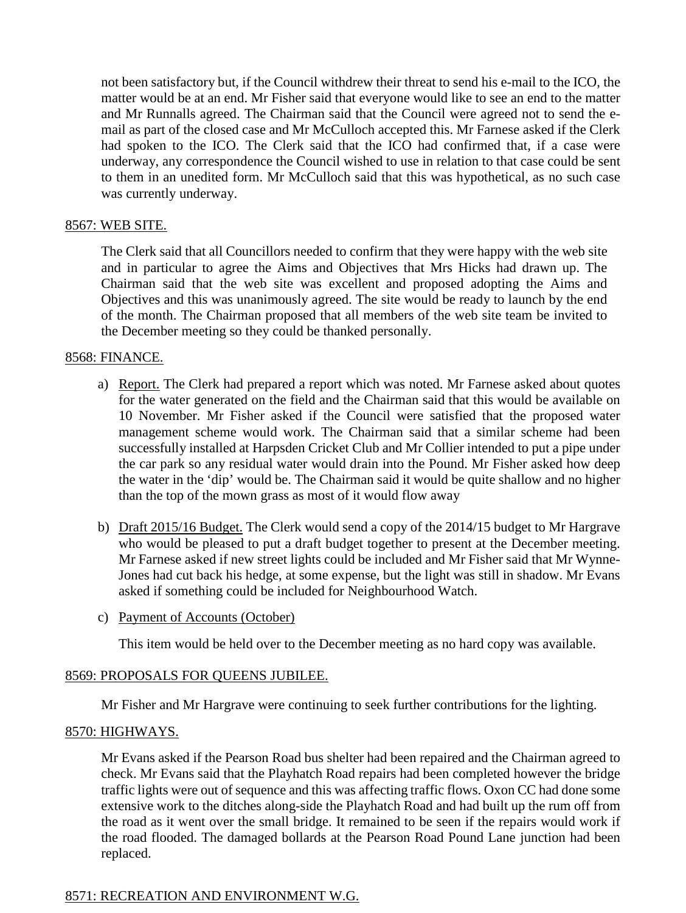not been satisfactory but, if the Council withdrew their threat to send his e-mail to the ICO, the matter would be at an end. Mr Fisher said that everyone would like to see an end to the matter and Mr Runnalls agreed. The Chairman said that the Council were agreed not to send the e-mail as part of the closed case and Mr McCulloch accepted this. Mr Farnese asked if the Clerk had spoken to the ICO. The Clerk said that the ICO had confirmed that, if a case were underway, any correspondence the Council wished to use in relation to that case could be sent to them in an unedited form. Mr McCulloch said that this was hypothetical, as no such case was currently underway.

## 8567: WEB SITE.

The Clerk said that all Councillors needed to confirm that they were happy with the web site and in particular to agree the Aims and Objectives that Mrs Hicks had drawn up. The Chairman said that the web site was excellent and proposed adopting the Aims and Objectives and this was unanimously agreed. The site would be ready to launch by the end of the month. The Chairman proposed that all members of the web site team be invited to the December meeting so they could be thanked personally.

## 8568: FINANCE.

a) Report. The Clerk had prepared a report which was noted. Mr Farnese asked about quotes for the water generated on the field and the Chairman said that this would be available on 10 November. Mr Fisher asked if the Council were satisfied that the proposed water management scheme would work. The Chairman said that a similar scheme had been successfully installed at Harpsden Cricket Club and Mr Collier intended to put a pipe under the car park so any residual water would drain into the Pound. Mr Fisher asked how deep the water in the 'dip' would be. The Chairman said it would be quite shallow and no higher than the top of the mown grass as most of it would flow away

b) Draft 2015/16 Budget. The Clerk would send a copy of the 2014/15 budget to Mr Hargrave who would be pleased to put a draft budget together to present at the December meeting. Mr Farnese asked if new street lights could be included and Mr Fisher said that Mr Wynne-Jones had cut back his hedge, at some expense, but the light was still in shadow. Mr Evans asked if something could be included for Neighbourhood Watch.

c) Payment of Accounts (October)

This item would be held over to the December meeting as no hard copy was available.

## 8569: PROPOSALS FOR QUEENS JUBILEE.

Mr Fisher and Mr Hargrave were continuing to seek further contributions for the lighting.

## 8570: HIGHWAYS.

Mr Evans asked if the Pearson Road bus shelter had been repaired and the Chairman agreed to check. Mr Evans said that the Playhatch Road repairs had been completed however the bridge traffic lights were out of sequence and this was affecting traffic flows. Oxon CC had done some extensive work to the ditches along-side the Playhatch Road and had built up the rum off from the road as it went over the small bridge. It remained to be seen if the repairs would work if the road flooded. The damaged bollards at the Pearson Road Pound Lane junction had been replaced.

## 8571: RECREATION AND ENVIRONMENT W.G.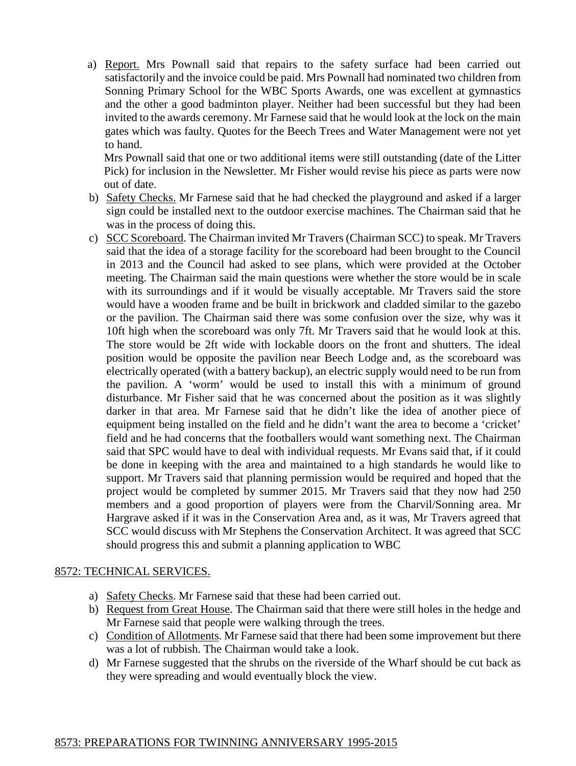a) Report. Mrs Pownall said that repairs to the safety surface had been carried out satisfactorily and the invoice could be paid. Mrs Pownall had nominated two children from Sonning Primary School for the WBC Sports Awards, one was excellent at gymnastics and the other a good badminton player. Neither had been successful but they had been invited to the awards ceremony. Mr Farnese said that he would look at the lock on the main gates which was faulty. Quotes for the Beech Trees and Water Management were not yet to hand.

   Mrs Pownall said that one or two additional items were still outstanding (date of the Litter Pick) for inclusion in the Newsletter. Mr Fisher would revise his piece as parts were now out of date.

b) Safety Checks. Mr Farnese said that he had checked the playground and asked if a larger sign could be installed next to the outdoor exercise machines. The Chairman said that he was in the process of doing this.

c) SCC Scoreboard. The Chairman invited Mr Travers (Chairman SCC) to speak. Mr Travers said that the idea of a storage facility for the scoreboard had been brought to the Council in 2013 and the Council had asked to see plans, which were provided at the October meeting. The Chairman said the main questions were whether the store would be in scale with its surroundings and if it would be visually acceptable. Mr Travers said the store would have a wooden frame and be built in brickwork and cladded similar to the gazebo or the pavilion. The Chairman said there was some confusion over the size, why was it 10ft high when the scoreboard was only 7ft. Mr Travers said that he would look at this. The store would be 2ft wide with lockable doors on the front and shutters. The ideal position would be opposite the pavilion near Beech Lodge and, as the scoreboard was electrically operated (with a battery backup), an electric supply would need to be run from the pavilion. A 'worm' would be used to install this with a minimum of ground disturbance. Mr Fisher said that he was concerned about the position as it was slightly darker in that area. Mr Farnese said that he didn't like the idea of another piece of equipment being installed on the field and he didn't want the area to become a 'cricket' field and he had concerns that the footballers would want something next. The Chairman said that SPC would have to deal with individual requests. Mr Evans said that, if it could be done in keeping with the area and maintained to a high standards he would like to support. Mr Travers said that planning permission would be required and hoped that the project would be completed by summer 2015. Mr Travers said that they now had 250 members and a good proportion of players were from the Charvil/Sonning area. Mr Hargrave asked if it was in the Conservation Area and, as it was, Mr Travers agreed that SCC would discuss with Mr Stephens the Conservation Architect. It was agreed that SCC should progress this and submit a planning application to WBC

## 8572: TECHNICAL SERVICES.

a) Safety Checks. Mr Farnese said that these had been carried out.
b) Request from Great House. The Chairman said that there were still holes in the hedge and Mr Farnese said that people were walking through the trees.
c) Condition of Allotments. Mr Farnese said that there had been some improvement but there was a lot of rubbish. The Chairman would take a look.
d) Mr Farnese suggested that the shrubs on the riverside of the Wharf should be cut back as they were spreading and would eventually block the view.

## 8573: PREPARATIONS FOR TWINNING ANNIVERSARY 1995-2015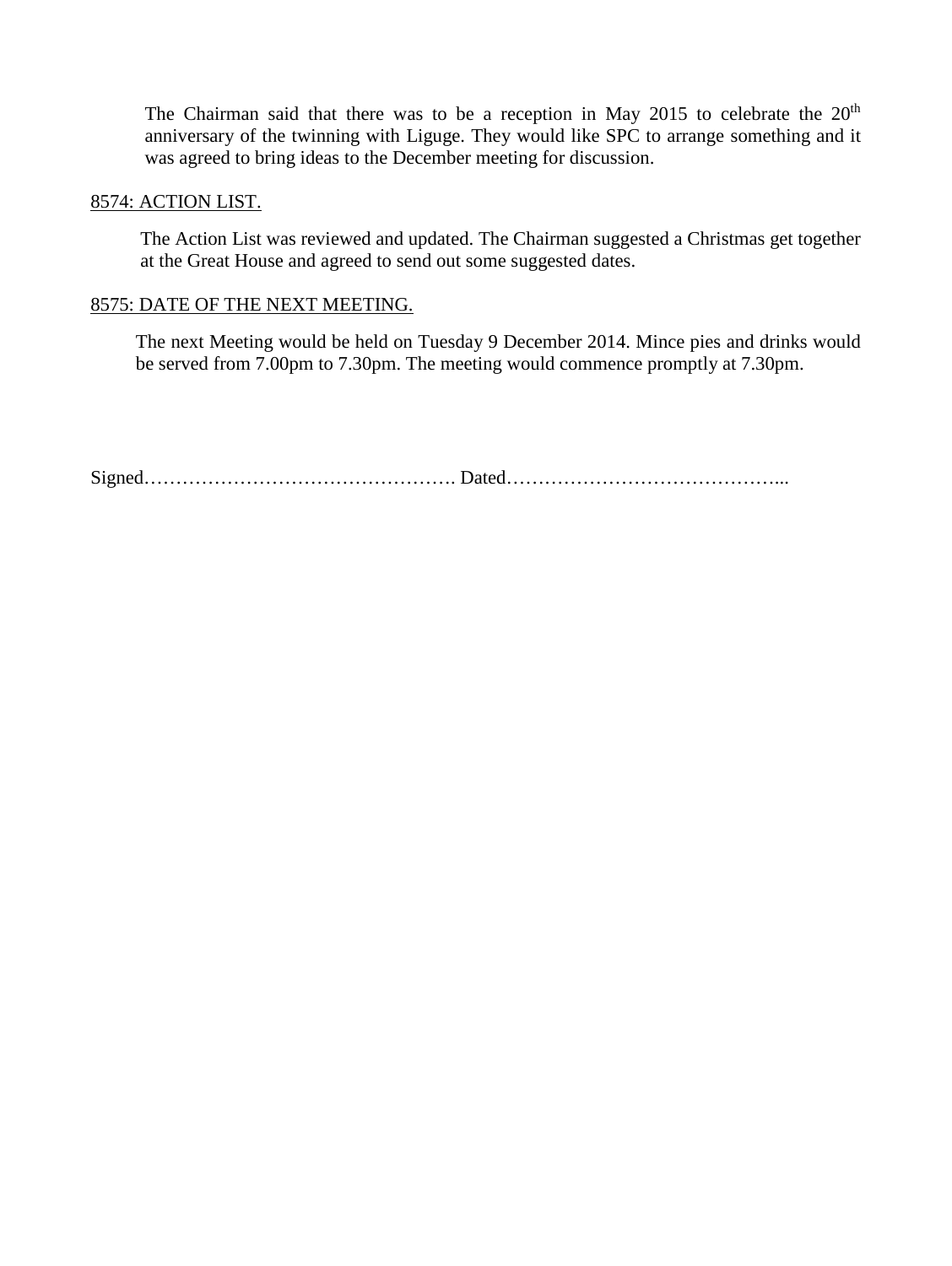The Chairman said that there was to be a reception in May 2015 to celebrate the 20th anniversary of the twinning with Liguge. They would like SPC to arrange something and it was agreed to bring ideas to the December meeting for discussion.

8574: ACTION LIST.

The Action List was reviewed and updated. The Chairman suggested a Christmas get together at the Great House and agreed to send out some suggested dates.

8575: DATE OF THE NEXT MEETING.

The next Meeting would be held on Tuesday 9 December 2014. Mince pies and drinks would be served from 7.00pm to 7.30pm. The meeting would commence promptly at 7.30pm.

Signed…………………………………………. Dated……………………………………...